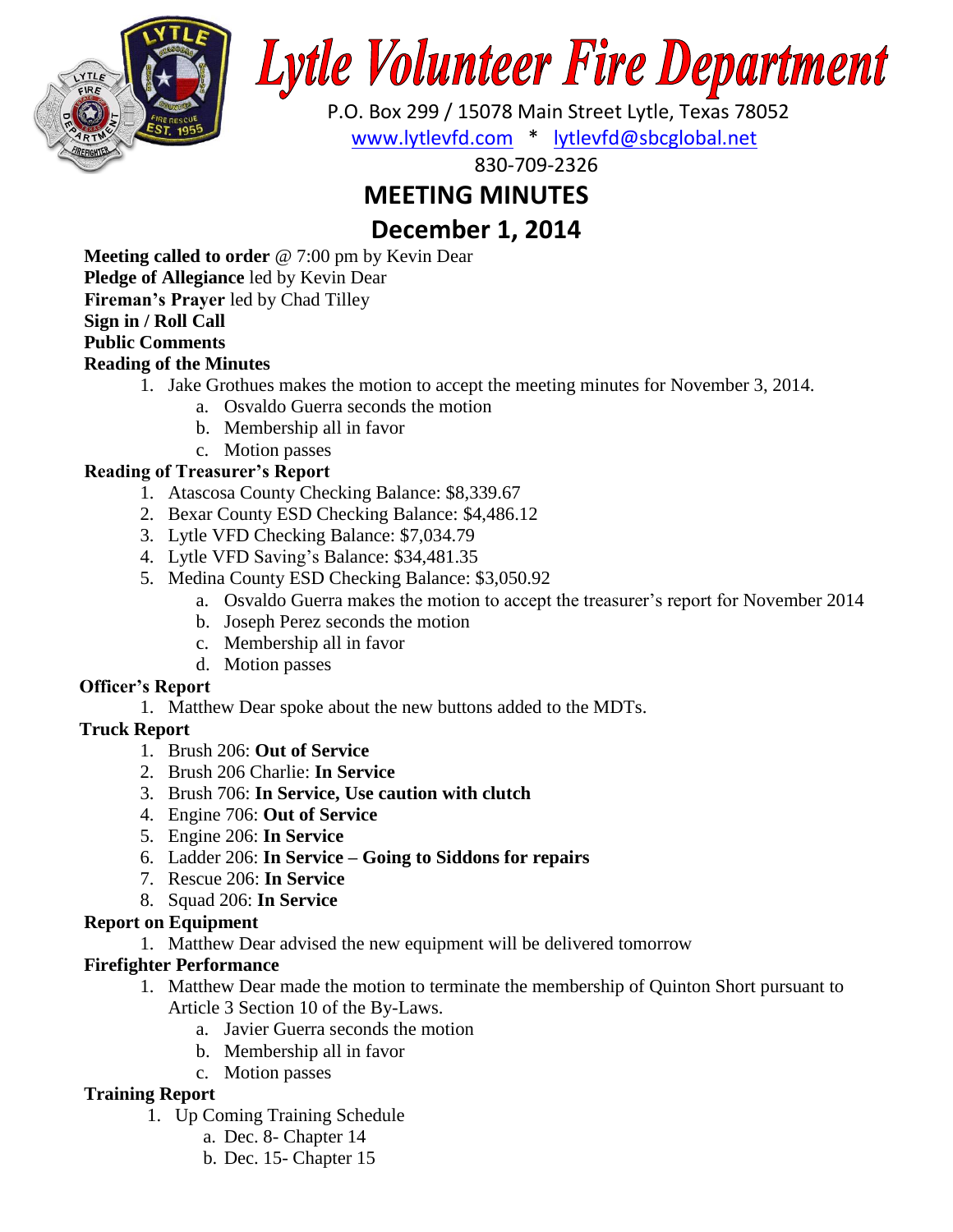# Lytle Volunteer Fire Department

P.O. Box 299 / 15078 Main Street Lytle, Texas 78052

www.lytlevfd.com * lytlevfd@sbcglobal.net

830-709-2326

## MEETING MINUTES

## December 1, 2014

**Meeting called to order** @ 7:00 pm by Kevin Dear
**Pledge of Allegiance** led by Kevin Dear
**Fireman's Prayer** led by Chad Tilley
**Sign in / Roll Call**
**Public Comments**
**Reading of the Minutes**

1. Jake Grothues makes the motion to accept the meeting minutes for November 3, 2014.
    a. Osvaldo Guerra seconds the motion
    b. Membership all in favor
    c. Motion passes

**Reading of Treasurer's Report**

1. Atascosa County Checking Balance: $8,339.67
2. Bexar County ESD Checking Balance: $4,486.12
3. Lytle VFD Checking Balance: $7,034.79
4. Lytle VFD Saving's Balance: $34,481.35
5. Medina County ESD Checking Balance: $3,050.92
    a. Osvaldo Guerra makes the motion to accept the treasurer's report for November 2014
    b. Joseph Perez seconds the motion
    c. Membership all in favor
    d. Motion passes

**Officer's Report**

1. Matthew Dear spoke about the new buttons added to the MDTs.

**Truck Report**

1. Brush 206: **Out of Service**
2. Brush 206 Charlie: **In Service**
3. Brush 706: **In Service, Use caution with clutch**
4. Engine 706: **Out of Service**
5. Engine 206: **In Service**
6. Ladder 206: **In Service – Going to Siddons for repairs**
7. Rescue 206: **In Service**
8. Squad 206: **In Service**

**Report on Equipment**

1. Matthew Dear advised the new equipment will be delivered tomorrow

**Firefighter Performance**

1. Matthew Dear made the motion to terminate the membership of Quinton Short pursuant to Article 3 Section 10 of the By-Laws.
    a. Javier Guerra seconds the motion
    b. Membership all in favor
    c. Motion passes

**Training Report**

1. Up Coming Training Schedule
    a. Dec. 8- Chapter 14
    b. Dec. 15- Chapter 15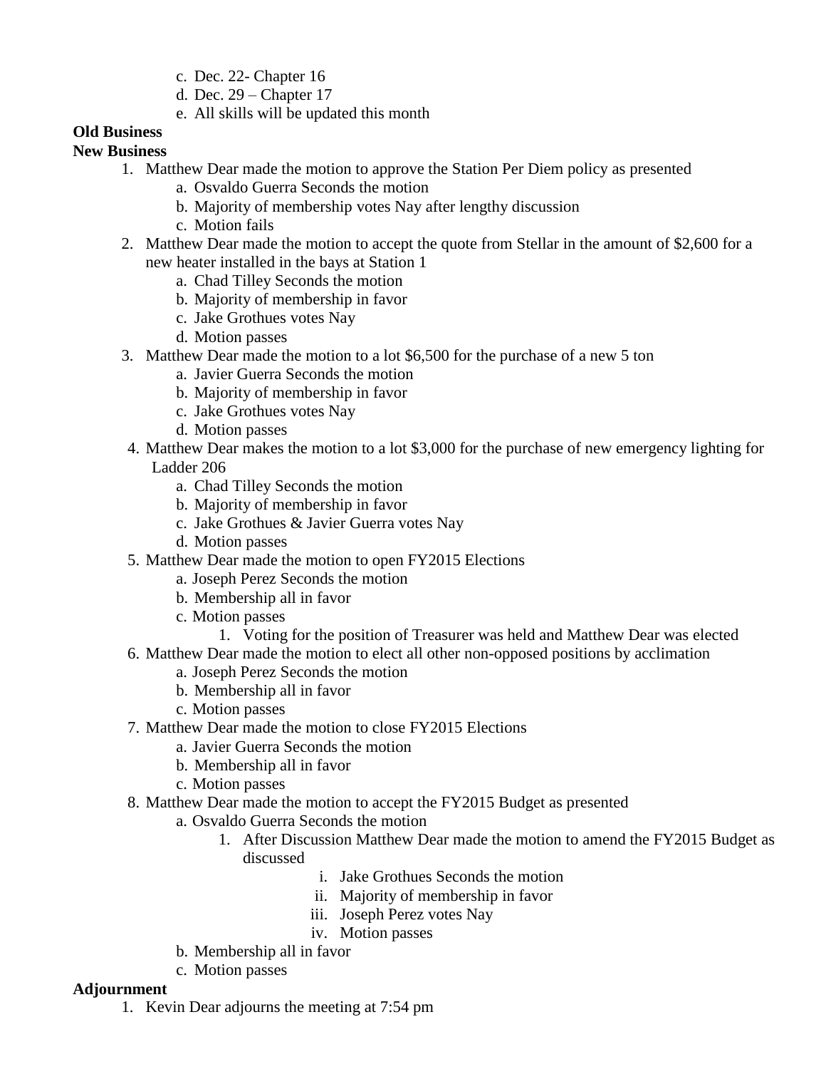c. Dec. 22- Chapter 16
   d. Dec. 29 – Chapter 17
   e. All skills will be updated this month

**Old Business**

**New Business**

1. Matthew Dear made the motion to approve the Station Per Diem policy as presented
   a. Osvaldo Guerra Seconds the motion
   b. Majority of membership votes Nay after lengthy discussion
   c. Motion fails
2. Matthew Dear made the motion to accept the quote from Stellar in the amount of $2,600 for a new heater installed in the bays at Station 1
   a. Chad Tilley Seconds the motion
   b. Majority of membership in favor
   c. Jake Grothues votes Nay
   d. Motion passes
3. Matthew Dear made the motion to a lot $6,500 for the purchase of a new 5 ton
   a. Javier Guerra Seconds the motion
   b. Majority of membership in favor
   c. Jake Grothues votes Nay
   d. Motion passes
4. Matthew Dear makes the motion to a lot $3,000 for the purchase of new emergency lighting for Ladder 206
   a. Chad Tilley Seconds the motion
   b. Majority of membership in favor
   c. Jake Grothues & Javier Guerra votes Nay
   d. Motion passes
5. Matthew Dear made the motion to open FY2015 Elections
   a. Joseph Perez Seconds the motion
   b. Membership all in favor
   c. Motion passes
      1. Voting for the position of Treasurer was held and Matthew Dear was elected
6. Matthew Dear made the motion to elect all other non-opposed positions by acclimation
   a. Joseph Perez Seconds the motion
   b. Membership all in favor
   c. Motion passes
7. Matthew Dear made the motion to close FY2015 Elections
   a. Javier Guerra Seconds the motion
   b. Membership all in favor
   c. Motion passes
8. Matthew Dear made the motion to accept the FY2015 Budget as presented
   a. Osvaldo Guerra Seconds the motion
      1. After Discussion Matthew Dear made the motion to amend the FY2015 Budget as discussed
         i. Jake Grothues Seconds the motion
         ii. Majority of membership in favor
         iii. Joseph Perez votes Nay
         iv. Motion passes
   b. Membership all in favor
   c. Motion passes

**Adjournment**

1. Kevin Dear adjourns the meeting at 7:54 pm